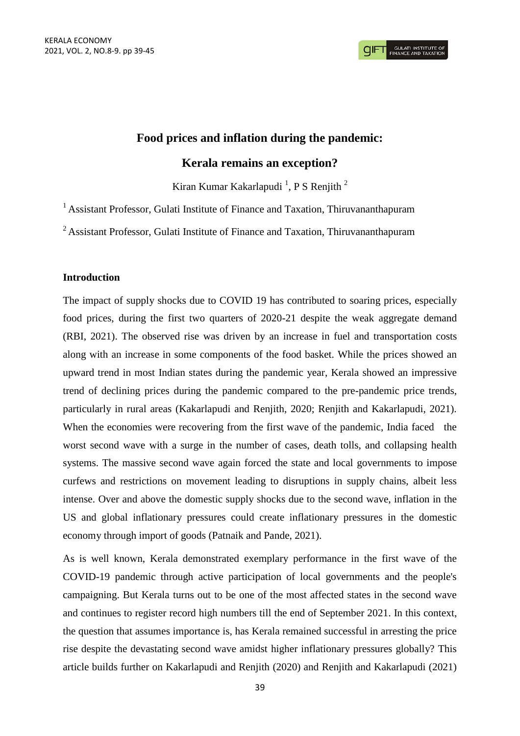# Food prices and inflation during the pandemic:

# Kerala remains an exception?

Kiran Kumar Kakarlapudi [1], P S Renjith [2]

[1] Assistant Professor, Gulati Institute of Finance and Taxation, Thiruvananthapuram

[2] Assistant Professor, Gulati Institute of Finance and Taxation, Thiruvananthapuram

## Introduction

The impact of supply shocks due to COVID 19 has contributed to soaring prices, especially food prices, during the first two quarters of 2020-21 despite the weak aggregate demand (RBI, 2021). The observed rise was driven by an increase in fuel and transportation costs along with an increase in some components of the food basket. While the prices showed an upward trend in most Indian states during the pandemic year, Kerala showed an impressive trend of declining prices during the pandemic compared to the pre-pandemic price trends, particularly in rural areas (Kakarlapudi and Renjith, 2020; Renjith and Kakarlapudi, 2021). When the economies were recovering from the first wave of the pandemic, India faced the worst second wave with a surge in the number of cases, death tolls, and collapsing health systems. The massive second wave again forced the state and local governments to impose curfews and restrictions on movement leading to disruptions in supply chains, albeit less intense. Over and above the domestic supply shocks due to the second wave, inflation in the US and global inflationary pressures could create inflationary pressures in the domestic economy through import of goods (Patnaik and Pande, 2021).

As is well known, Kerala demonstrated exemplary performance in the first wave of the COVID-19 pandemic through active participation of local governments and the people's campaigning. But Kerala turns out to be one of the most affected states in the second wave and continues to register record high numbers till the end of September 2021. In this context, the question that assumes importance is, has Kerala remained successful in arresting the price rise despite the devastating second wave amidst higher inflationary pressures globally? This article builds further on Kakarlapudi and Renjith (2020) and Renjith and Kakarlapudi (2021)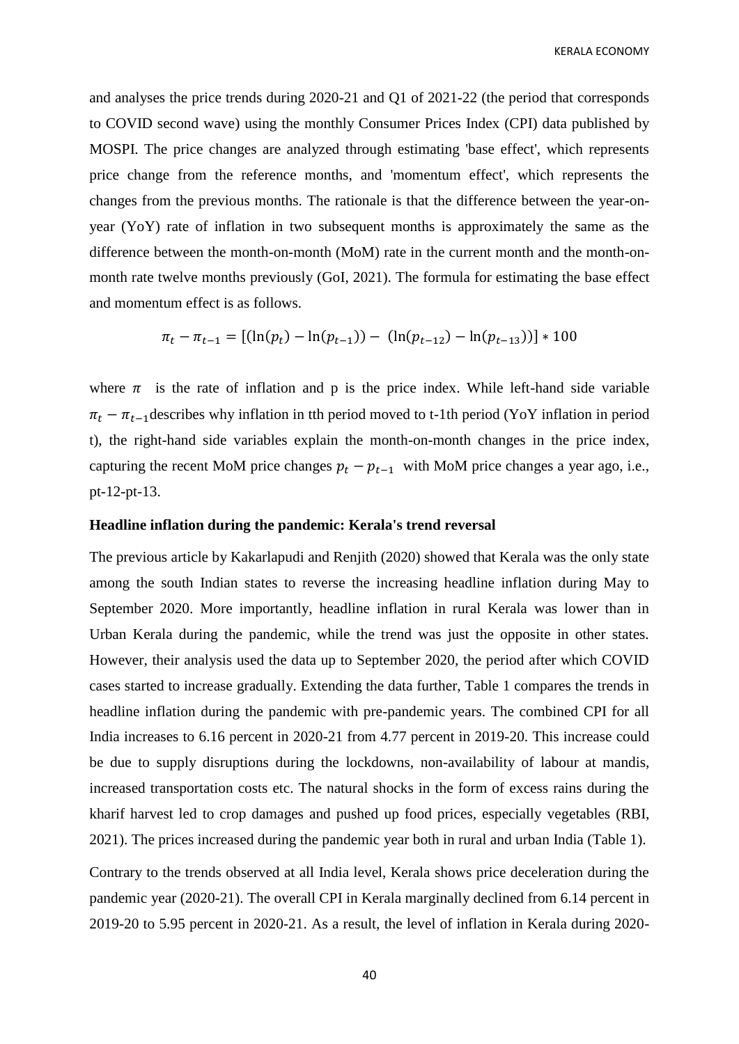and analyses the price trends during 2020-21 and Q1 of 2021-22 (the period that corresponds to COVID second wave) using the monthly Consumer Prices Index (CPI) data published by MOSPI. The price changes are analyzed through estimating 'base effect', which represents price change from the reference months, and 'momentum effect', which represents the changes from the previous months. The rationale is that the difference between the year-on-year (YoY) rate of inflation in two subsequent months is approximately the same as the difference between the month-on-month (MoM) rate in the current month and the month-on-month rate twelve months previously (GoI, 2021). The formula for estimating the base effect and momentum effect is as follows.

$$\pi_t - \pi_{t-1} = [(\ln(p_t) - \ln(p_{t-1})) - (\ln(p_{t-12}) - \ln(p_{t-13}))] * 100$$

where $\pi$ is the rate of inflation and p is the price index. While left-hand side variable $\pi_t - \pi_{t-1}$ describes why inflation in tth period moved to t-1th period (YoY inflation in period t), the right-hand side variables explain the month-on-month changes in the price index, capturing the recent MoM price changes $p_t - p_{t-1}$ with MoM price changes a year ago, i.e., pt-12-pt-13.

**Headline inflation during the pandemic: Kerala's trend reversal**

The previous article by Kakarlapudi and Renjith (2020) showed that Kerala was the only state among the south Indian states to reverse the increasing headline inflation during May to September 2020. More importantly, headline inflation in rural Kerala was lower than in Urban Kerala during the pandemic, while the trend was just the opposite in other states. However, their analysis used the data up to September 2020, the period after which COVID cases started to increase gradually. Extending the data further, Table 1 compares the trends in headline inflation during the pandemic with pre-pandemic years. The combined CPI for all India increases to 6.16 percent in 2020-21 from 4.77 percent in 2019-20. This increase could be due to supply disruptions during the lockdowns, non-availability of labour at mandis, increased transportation costs etc. The natural shocks in the form of excess rains during the kharif harvest led to crop damages and pushed up food prices, especially vegetables (RBI, 2021). The prices increased during the pandemic year both in rural and urban India (Table 1).

Contrary to the trends observed at all India level, Kerala shows price deceleration during the pandemic year (2020-21). The overall CPI in Kerala marginally declined from 6.14 percent in 2019-20 to 5.95 percent in 2020-21. As a result, the level of inflation in Kerala during 2020-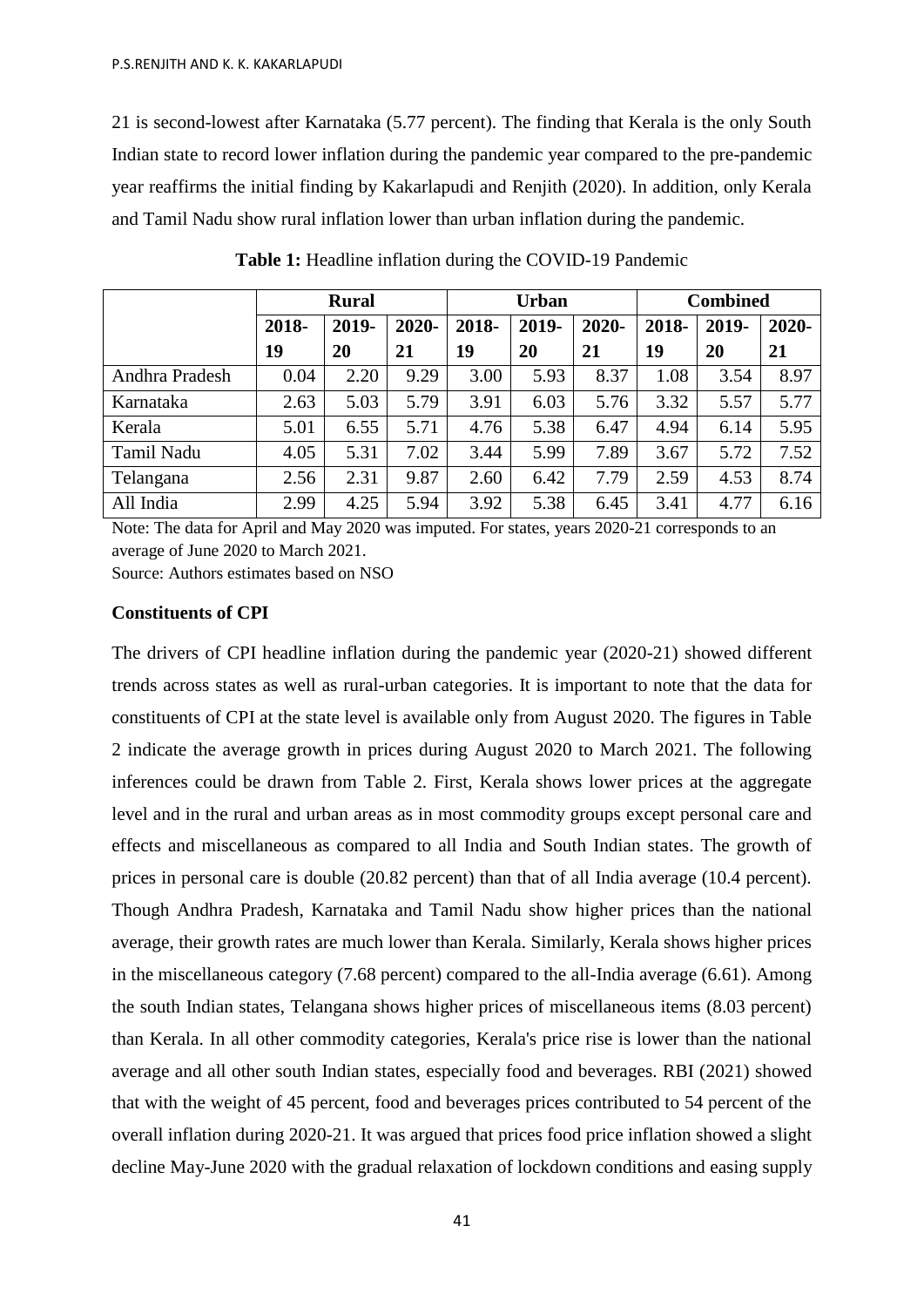21 is second-lowest after Karnataka (5.77 percent). The finding that Kerala is the only South Indian state to record lower inflation during the pandemic year compared to the pre-pandemic year reaffirms the initial finding by Kakarlapudi and Renjith (2020). In addition, only Kerala and Tamil Nadu show rural inflation lower than urban inflation during the pandemic.

**Table 1:** Headline inflation during the COVID-19 Pandemic

| | Rural | | | Urban | | | Combined | | |
|---|---|---|---|---|---|---|---|---|---|
| | 2018-19 | 2019-20 | 2020-21 | 2018-19 | 2019-20 | 2020-21 | 2018-19 | 2019-20 | 2020-21 |
| Andhra Pradesh | 0.04 | 2.20 | 9.29 | 3.00 | 5.93 | 8.37 | 1.08 | 3.54 | 8.97 |
| Karnataka | 2.63 | 5.03 | 5.79 | 3.91 | 6.03 | 5.76 | 3.32 | 5.57 | 5.77 |
| Kerala | 5.01 | 6.55 | 5.71 | 4.76 | 5.38 | 6.47 | 4.94 | 6.14 | 5.95 |
| Tamil Nadu | 4.05 | 5.31 | 7.02 | 3.44 | 5.99 | 7.89 | 3.67 | 5.72 | 7.52 |
| Telangana | 2.56 | 2.31 | 9.87 | 2.60 | 6.42 | 7.79 | 2.59 | 4.53 | 8.74 |
| All India | 2.99 | 4.25 | 5.94 | 3.92 | 5.38 | 6.45 | 3.41 | 4.77 | 6.16 |

Note: The data for April and May 2020 was imputed. For states, years 2020-21 corresponds to an average of June 2020 to March 2021.

Source: Authors estimates based on NSO

**Constituents of CPI**

The drivers of CPI headline inflation during the pandemic year (2020-21) showed different trends across states as well as rural-urban categories. It is important to note that the data for constituents of CPI at the state level is available only from August 2020. The figures in Table 2 indicate the average growth in prices during August 2020 to March 2021. The following inferences could be drawn from Table 2. First, Kerala shows lower prices at the aggregate level and in the rural and urban areas as in most commodity groups except personal care and effects and miscellaneous as compared to all India and South Indian states. The growth of prices in personal care is double (20.82 percent) than that of all India average (10.4 percent). Though Andhra Pradesh, Karnataka and Tamil Nadu show higher prices than the national average, their growth rates are much lower than Kerala. Similarly, Kerala shows higher prices in the miscellaneous category (7.68 percent) compared to the all-India average (6.61). Among the south Indian states, Telangana shows higher prices of miscellaneous items (8.03 percent) than Kerala. In all other commodity categories, Kerala's price rise is lower than the national average and all other south Indian states, especially food and beverages. RBI (2021) showed that with the weight of 45 percent, food and beverages prices contributed to 54 percent of the overall inflation during 2020-21. It was argued that prices food price inflation showed a slight decline May-June 2020 with the gradual relaxation of lockdown conditions and easing supply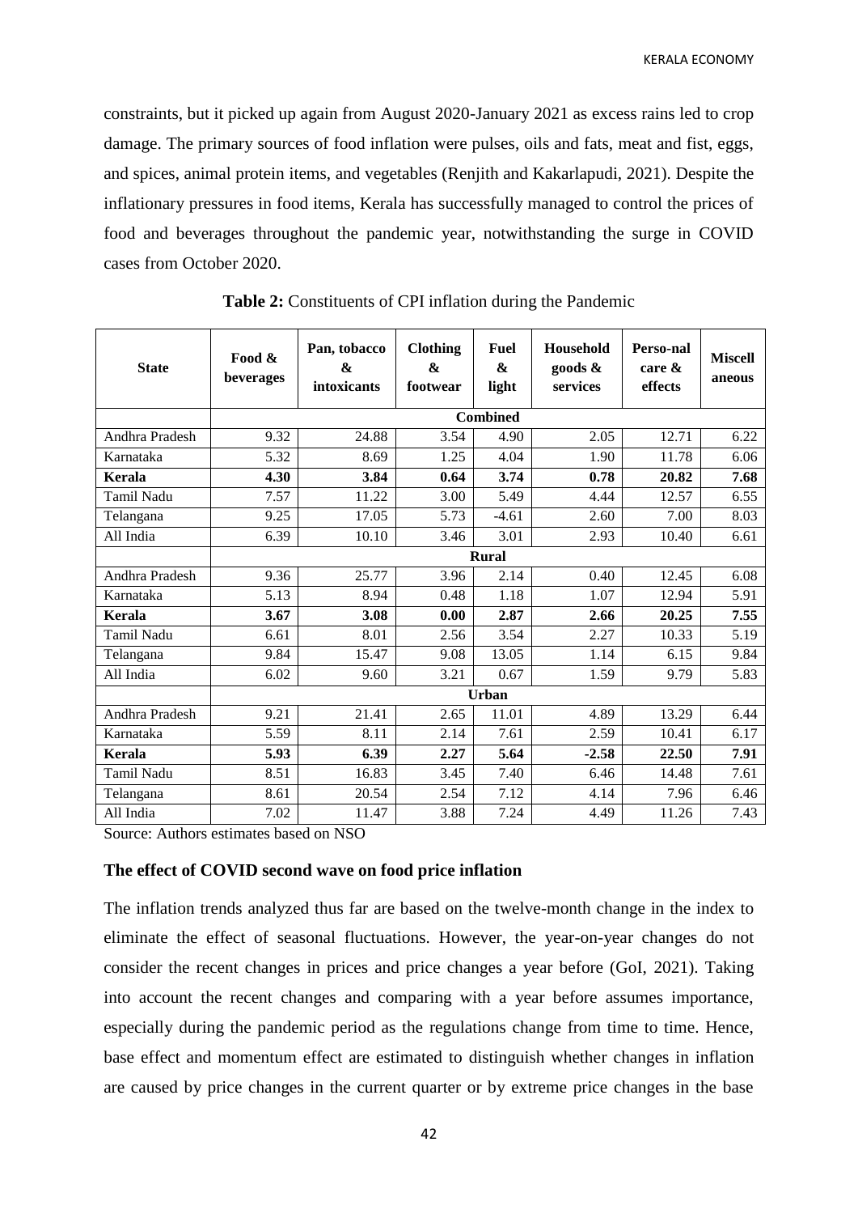constraints, but it picked up again from August 2020-January 2021 as excess rains led to crop damage. The primary sources of food inflation were pulses, oils and fats, meat and fist, eggs, and spices, animal protein items, and vegetables (Renjith and Kakarlapudi, 2021). Despite the inflationary pressures in food items, Kerala has successfully managed to control the prices of food and beverages throughout the pandemic year, notwithstanding the surge in COVID cases from October 2020.

**Table 2:** Constituents of CPI inflation during the Pandemic

| State | Food & beverages | Pan, tobacco & intoxicants | Clothing & footwear | Fuel & light | Household goods & services | Perso-nal care & effects | Miscell aneous |
|---|---|---|---|---|---|---|---|
| | **Combined** | | | | | | |
| Andhra Pradesh | 9.32 | 24.88 | 3.54 | 4.90 | 2.05 | 12.71 | 6.22 |
| Karnataka | 5.32 | 8.69 | 1.25 | 4.04 | 1.90 | 11.78 | 6.06 |
| **Kerala** | **4.30** | **3.84** | **0.64** | **3.74** | **0.78** | **20.82** | **7.68** |
| Tamil Nadu | 7.57 | 11.22 | 3.00 | 5.49 | 4.44 | 12.57 | 6.55 |
| Telangana | 9.25 | 17.05 | 5.73 | -4.61 | 2.60 | 7.00 | 8.03 |
| All India | 6.39 | 10.10 | 3.46 | 3.01 | 2.93 | 10.40 | 6.61 |
| | **Rural** | | | | | | |
| Andhra Pradesh | 9.36 | 25.77 | 3.96 | 2.14 | 0.40 | 12.45 | 6.08 |
| Karnataka | 5.13 | 8.94 | 0.48 | 1.18 | 1.07 | 12.94 | 5.91 |
| **Kerala** | **3.67** | **3.08** | **0.00** | **2.87** | **2.66** | **20.25** | **7.55** |
| Tamil Nadu | 6.61 | 8.01 | 2.56 | 3.54 | 2.27 | 10.33 | 5.19 |
| Telangana | 9.84 | 15.47 | 9.08 | 13.05 | 1.14 | 6.15 | 9.84 |
| All India | 6.02 | 9.60 | 3.21 | 0.67 | 1.59 | 9.79 | 5.83 |
| | **Urban** | | | | | | |
| Andhra Pradesh | 9.21 | 21.41 | 2.65 | 11.01 | 4.89 | 13.29 | 6.44 |
| Karnataka | 5.59 | 8.11 | 2.14 | 7.61 | 2.59 | 10.41 | 6.17 |
| **Kerala** | **5.93** | **6.39** | **2.27** | **5.64** | **-2.58** | **22.50** | **7.91** |
| Tamil Nadu | 8.51 | 16.83 | 3.45 | 7.40 | 6.46 | 14.48 | 7.61 |
| Telangana | 8.61 | 20.54 | 2.54 | 7.12 | 4.14 | 7.96 | 6.46 |
| All India | 7.02 | 11.47 | 3.88 | 7.24 | 4.49 | 11.26 | 7.43 |

Source: Authors estimates based on NSO

### The effect of COVID second wave on food price inflation

The inflation trends analyzed thus far are based on the twelve-month change in the index to eliminate the effect of seasonal fluctuations. However, the year-on-year changes do not consider the recent changes in prices and price changes a year before (GoI, 2021). Taking into account the recent changes and comparing with a year before assumes importance, especially during the pandemic period as the regulations change from time to time. Hence, base effect and momentum effect are estimated to distinguish whether changes in inflation are caused by price changes in the current quarter or by extreme price changes in the base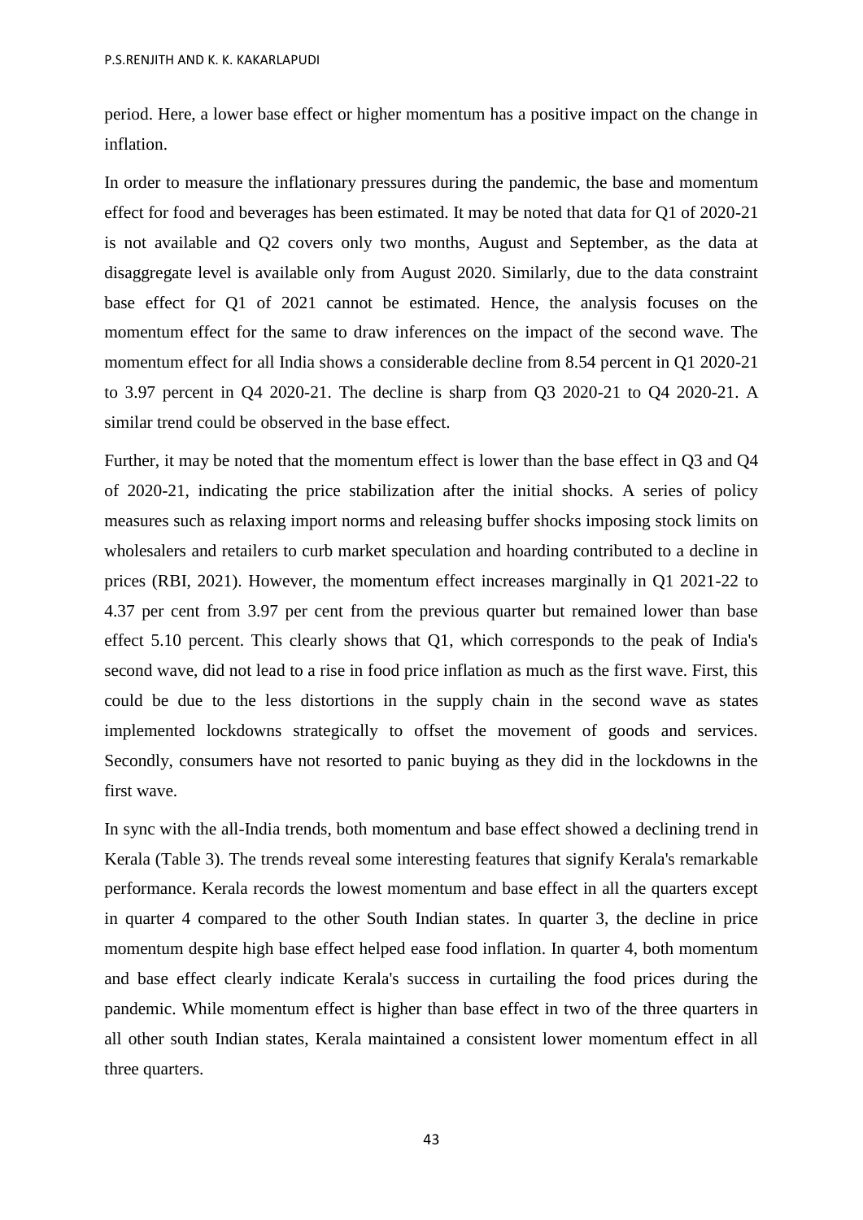period. Here, a lower base effect or higher momentum has a positive impact on the change in inflation.

In order to measure the inflationary pressures during the pandemic, the base and momentum effect for food and beverages has been estimated. It may be noted that data for Q1 of 2020-21 is not available and Q2 covers only two months, August and September, as the data at disaggregate level is available only from August 2020. Similarly, due to the data constraint base effect for Q1 of 2021 cannot be estimated. Hence, the analysis focuses on the momentum effect for the same to draw inferences on the impact of the second wave. The momentum effect for all India shows a considerable decline from 8.54 percent in Q1 2020-21 to 3.97 percent in Q4 2020-21. The decline is sharp from Q3 2020-21 to Q4 2020-21. A similar trend could be observed in the base effect.

Further, it may be noted that the momentum effect is lower than the base effect in Q3 and Q4 of 2020-21, indicating the price stabilization after the initial shocks. A series of policy measures such as relaxing import norms and releasing buffer shocks imposing stock limits on wholesalers and retailers to curb market speculation and hoarding contributed to a decline in prices (RBI, 2021). However, the momentum effect increases marginally in Q1 2021-22 to 4.37 per cent from 3.97 per cent from the previous quarter but remained lower than base effect 5.10 percent. This clearly shows that Q1, which corresponds to the peak of India's second wave, did not lead to a rise in food price inflation as much as the first wave. First, this could be due to the less distortions in the supply chain in the second wave as states implemented lockdowns strategically to offset the movement of goods and services. Secondly, consumers have not resorted to panic buying as they did in the lockdowns in the first wave.

In sync with the all-India trends, both momentum and base effect showed a declining trend in Kerala (Table 3). The trends reveal some interesting features that signify Kerala's remarkable performance. Kerala records the lowest momentum and base effect in all the quarters except in quarter 4 compared to the other South Indian states. In quarter 3, the decline in price momentum despite high base effect helped ease food inflation. In quarter 4, both momentum and base effect clearly indicate Kerala's success in curtailing the food prices during the pandemic. While momentum effect is higher than base effect in two of the three quarters in all other south Indian states, Kerala maintained a consistent lower momentum effect in all three quarters.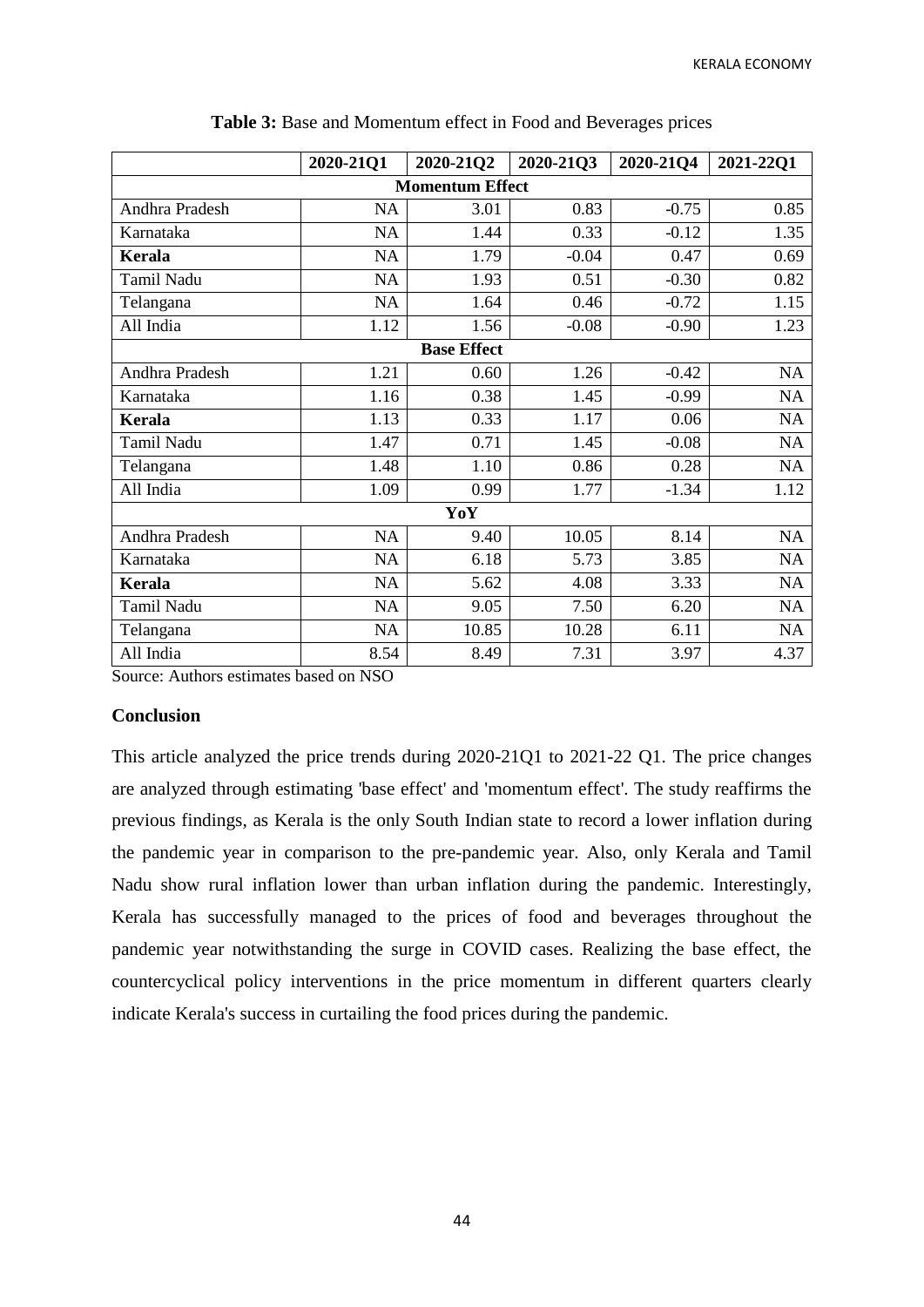**Table 3:** Base and Momentum effect in Food and Beverages prices

| | 2020-21Q1 | 2020-21Q2 | 2020-21Q3 | 2020-21Q4 | 2021-22Q1 |
|---|---|---|---|---|---|
| **Momentum Effect** | | | | | |
| Andhra Pradesh | NA | 3.01 | 0.83 | -0.75 | 0.85 |
| Karnataka | NA | 1.44 | 0.33 | -0.12 | 1.35 |
| **Kerala** | NA | 1.79 | -0.04 | 0.47 | 0.69 |
| Tamil Nadu | NA | 1.93 | 0.51 | -0.30 | 0.82 |
| Telangana | NA | 1.64 | 0.46 | -0.72 | 1.15 |
| All India | 1.12 | 1.56 | -0.08 | -0.90 | 1.23 |
| **Base Effect** | | | | | |
| Andhra Pradesh | 1.21 | 0.60 | 1.26 | -0.42 | NA |
| Karnataka | 1.16 | 0.38 | 1.45 | -0.99 | NA |
| **Kerala** | 1.13 | 0.33 | 1.17 | 0.06 | NA |
| Tamil Nadu | 1.47 | 0.71 | 1.45 | -0.08 | NA |
| Telangana | 1.48 | 1.10 | 0.86 | 0.28 | NA |
| All India | 1.09 | 0.99 | 1.77 | -1.34 | 1.12 |
| **YoY** | | | | | |
| Andhra Pradesh | NA | 9.40 | 10.05 | 8.14 | NA |
| Karnataka | NA | 6.18 | 5.73 | 3.85 | NA |
| **Kerala** | NA | 5.62 | 4.08 | 3.33 | NA |
| Tamil Nadu | NA | 9.05 | 7.50 | 6.20 | NA |
| Telangana | NA | 10.85 | 10.28 | 6.11 | NA |
| All India | 8.54 | 8.49 | 7.31 | 3.97 | 4.37 |

Source: Authors estimates based on NSO

**Conclusion**

This article analyzed the price trends during 2020-21Q1 to 2021-22 Q1. The price changes are analyzed through estimating 'base effect' and 'momentum effect'. The study reaffirms the previous findings, as Kerala is the only South Indian state to record a lower inflation during the pandemic year in comparison to the pre-pandemic year. Also, only Kerala and Tamil Nadu show rural inflation lower than urban inflation during the pandemic. Interestingly, Kerala has successfully managed to the prices of food and beverages throughout the pandemic year notwithstanding the surge in COVID cases. Realizing the base effect, the countercyclical policy interventions in the price momentum in different quarters clearly indicate Kerala's success in curtailing the food prices during the pandemic.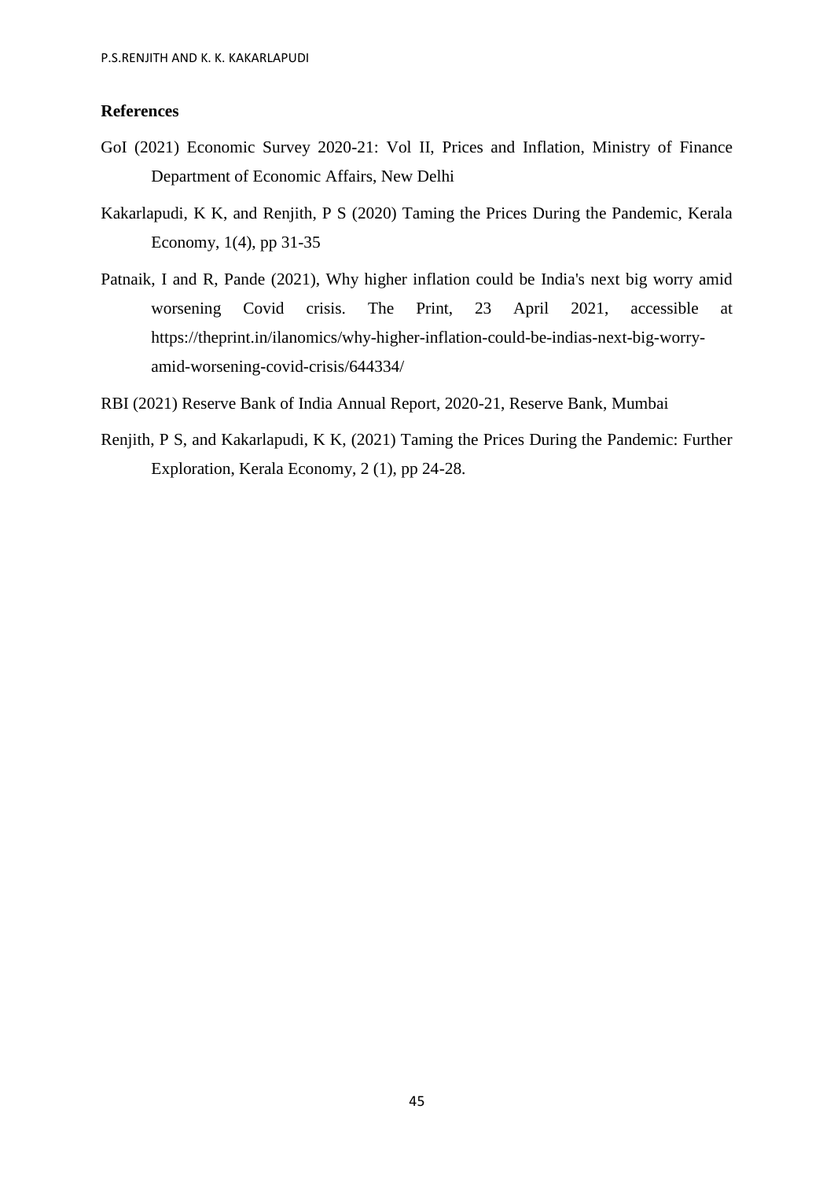## References

GoI (2021) Economic Survey 2020-21: Vol II, Prices and Inflation, Ministry of Finance Department of Economic Affairs, New Delhi

Kakarlapudi, K K, and Renjith, P S (2020) Taming the Prices During the Pandemic, Kerala Economy, 1(4), pp 31-35

Patnaik, I and R, Pande (2021), Why higher inflation could be India's next big worry amid worsening Covid crisis. The Print, 23 April 2021, accessible at https://theprint.in/ilanomics/why-higher-inflation-could-be-indias-next-big-worry-amid-worsening-covid-crisis/644334/

RBI (2021) Reserve Bank of India Annual Report, 2020-21, Reserve Bank, Mumbai

Renjith, P S, and Kakarlapudi, K K, (2021) Taming the Prices During the Pandemic: Further Exploration, Kerala Economy, 2 (1), pp 24-28.